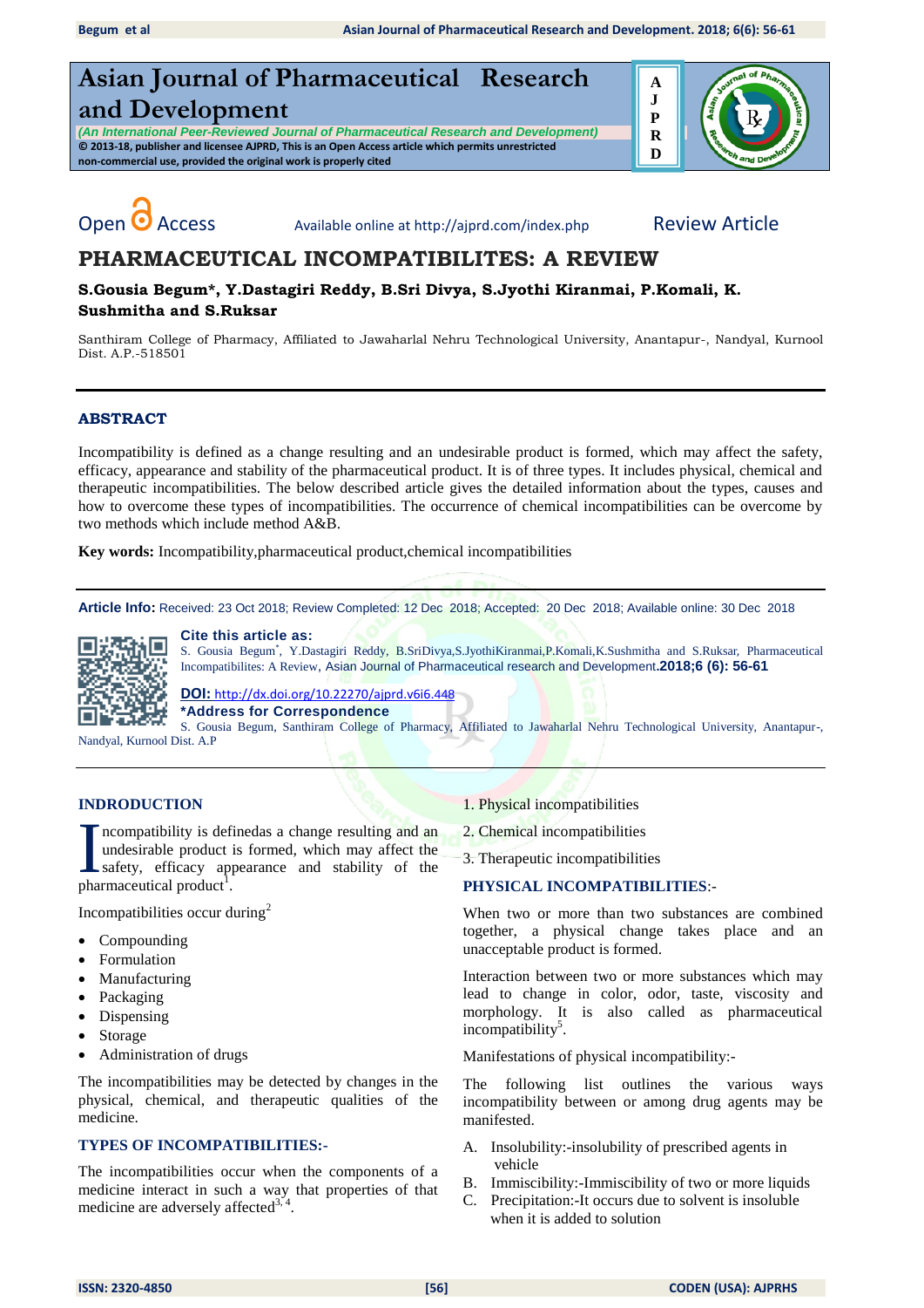# Asian Journal of Pharmaceutical Research and Development

*(An International Peer-Reviewed Journal of Pharmaceutical Research and Development)*

**© 2013-18, publisher and licensee AJPRD, This is an Open Access article which permits unrestricted non-commercial use, provided the original work is properly cited**

Open Access    Available online at http://ajprd.com/index.php    Review Article

# PHARMACEUTICAL INCOMPATIBILITES: A REVIEW

**S.Gousia Begum*, Y.Dastagiri Reddy, B.Sri Divya, S.Jyothi Kiranmai, P.Komali, K. Sushmitha and S.Ruksar**

Santhiram College of Pharmacy, Affiliated to Jawaharlal Nehru Technological University, Anantapur-, Nandyal, Kurnool Dist. A.P.-518501

## ABSTRACT

Incompatibility is defined as a change resulting and an undesirable product is formed, which may affect the safety, efficacy, appearance and stability of the pharmaceutical product. It is of three types. It includes physical, chemical and therapeutic incompatibilities. The below described article gives the detailed information about the types, causes and how to overcome these types of incompatibilities. The occurrence of chemical incompatibilities can be overcome by two methods which include method A&B.

**Key words:** Incompatibility,pharmaceutical product,chemical incompatibilities

**Article Info:** Received: 23 Oct 2018; Review Completed: 12 Dec 2018; Accepted: 20 Dec 2018; Available online: 30 Dec 2018

**Cite this article as:**

S. Gousia Begum*, Y.Dastagiri Reddy, B.SriDivya,S.JyothiKiranmai,P.Komali,K.Sushmitha and S.Ruksar, Pharmaceutical Incompatibilites: A Review, Asian Journal of Pharmaceutical research and Development.**2018;6 (6): 56-61**

**DOI:** http://dx.doi.org/10.22270/ajprd.v6i6.448

**\*Address for Correspondence**

S. Gousia Begum, Santhiram College of Pharmacy, Affiliated to Jawaharlal Nehru Technological University, Anantapur-, Nandyal, Kurnool Dist. A.P

## INDRODUCTION

Incompatibility is definedas a change resulting and an undesirable product is formed, which may affect the safety, efficacy appearance and stability of the pharmaceutical product[1].

Incompatibilities occur during[2]

- Compounding
- Formulation
- Manufacturing
- Packaging
- Dispensing
- Storage
- Administration of drugs

The incompatibilities may be detected by changes in the physical, chemical, and therapeutic qualities of the medicine.

## TYPES OF INCOMPATIBILITIES:-

The incompatibilities occur when the components of a medicine interact in such a way that properties of that medicine are adversely affected[3,4].

1. Physical incompatibilities
2. Chemical incompatibilities
3. Therapeutic incompatibilities

## PHYSICAL INCOMPATIBILITIES:-

When two or more than two substances are combined together, a physical change takes place and an unacceptable product is formed.

Interaction between two or more substances which may lead to change in color, odor, taste, viscosity and morphology. It is also called as pharmaceutical incompatibility[5].

Manifestations of physical incompatibility:-

The following list outlines the various ways incompatibility between or among drug agents may be manifesed.

A. Insolubility:-insolubility of prescribed agents in vehicle
B. Immiscibility:-Immiscibility of two or more liquids
C. Precipitation:-It occurs due to solvent is insoluble when it is added to solution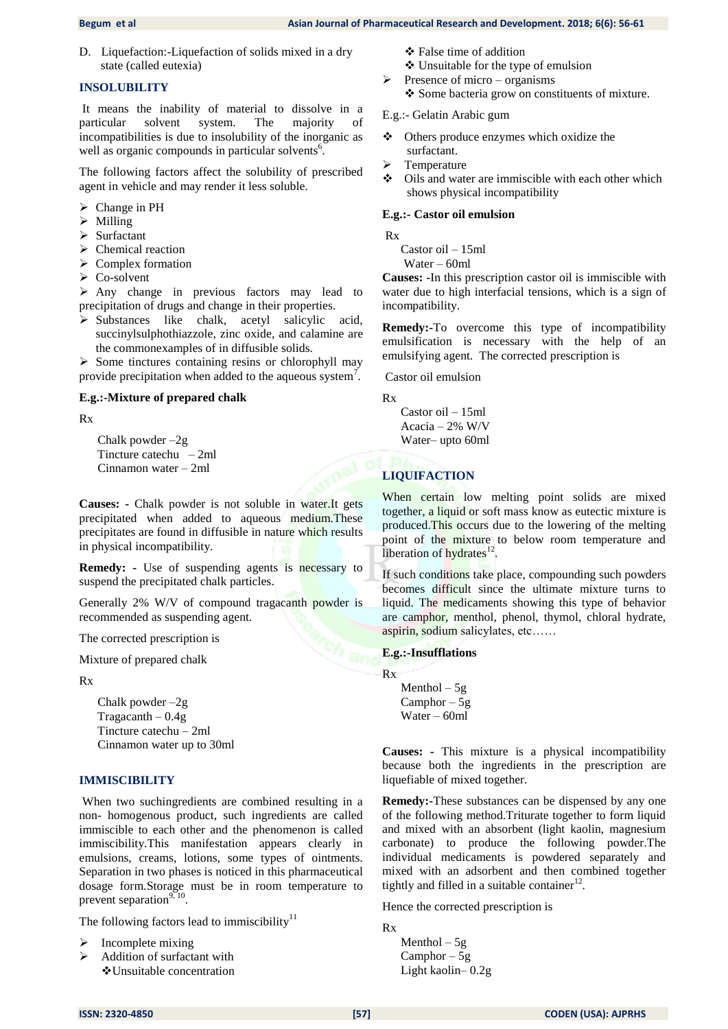D. Liquefaction:-Liquefaction of solids mixed in a dry state (called eutexia)

## INSOLUBILITY

It means the inability of material to dissolve in a particular solvent system. The majority of incompatibilities is due to insolubility of the inorganic as well as organic compounds in particular solvents[6].

The following factors affect the solubility of prescribed agent in vehicle and may render it less soluble.

- Change in PH
- Milling
- Surfactant
- Chemical reaction
- Complex formation
- Co-solvent
- Any change in previous factors may lead to precipitation of drugs and change in their properties.
- Substances like chalk, acetyl salicylic acid, succinylsulphothiazzole, zinc oxide, and calamine are the commonexamples of in diffusible solids.
- Some tinctures containing resins or chlorophyll may provide precipitation when added to the aqueous system[7].

**E.g.:-Mixture of prepared chalk**

Rx

Chalk powder –2g
Tincture catechu – 2ml
Cinnamon water – 2ml

**Causes: -** Chalk powder is not soluble in water.It gets precipitated when added to aqueous medium.These precipitates are found in diffusible in nature which results in physical incompatibility.

**Remedy: -** Use of suspending agents is necessary to suspend the precipitated chalk particles.

Generally 2% W/V of compound tragacanth powder is recommended as suspending agent.

The corrected prescription is

Mixture of prepared chalk

Rx

Chalk powder –2g
Tragacanth – 0.4g
Tincture catechu – 2ml
Cinnamon water up to 30ml

## IMMISCIBILITY

When two suchingredients are combined resulting in a non- homogenous product, such ingredients are called immiscible to each other and the phenomenon is called immiscibility.This manifestation appears clearly in emulsions, creams, lotions, some types of ointments. Separation in two phases is noticed in this pharmaceutical dosage form.Storage must be in room temperature to prevent separation[9, 10].

The following factors lead to immiscibility[11]

- Incomplete mixing
- Addition of surfactant with
  - Unsuitable concentration
  - False time of addition
  - Unsuitable for the type of emulsion
- Presence of micro – organisms
  - Some bacteria grow on constituents of mixture.

E.g.:- Gelatin Arabic gum

- Others produce enzymes which oxidize the surfactant.
- Temperature
- Oils and water are immiscible with each other which shows physical incompatibility

**E.g.:- Castor oil emulsion**

Rx

Castor oil – 15ml
Water – 60ml

**Causes: -**In this prescription castor oil is immiscible with water due to high interfacial tensions, which is a sign of incompatibility.

**Remedy:-**To overcome this type of incompatibility emulsification is necessary with the help of an emulsifying agent. The corrected prescription is

Castor oil emulsion

Rx

Castor oil – 15ml
Acacia – 2% W/V
Water– upto 60ml

## LIQUIFACTION

When certain low melting point solids are mixed together, a liquid or soft mass know as eutectic mixture is produced.This occurs due to the lowering of the melting point of the mixture to below room temperature and liberation of hydrates[12].

If such conditions take place, compounding such powders becomes difficult since the ultimate mixture turns to liquid. The medicaments showing this type of behavior are camphor, menthol, phenol, thymol, chloral hydrate, aspirin, sodium salicylates, etc……

**E.g.:-Insufflations**

Rx

Menthol – 5g
Camphor – 5g
Water – 60ml

**Causes: -** This mixture is a physical incompatibility because both the ingredients in the prescription are liquefiable of mixed together.

**Remedy:-**These substances can be dispensed by any one of the following method.Triturate together to form liquid and mixed with an absorbent (light kaolin, magnesium carbonate) to produce the following powder.The individual medicaments is powdered separately and mixed with an adsorbent and then combined together tightly and filled in a suitable container[12].

Hence the corrected prescription is

Rx

Menthol – 5g
Camphor – 5g
Light kaolin– 0.2g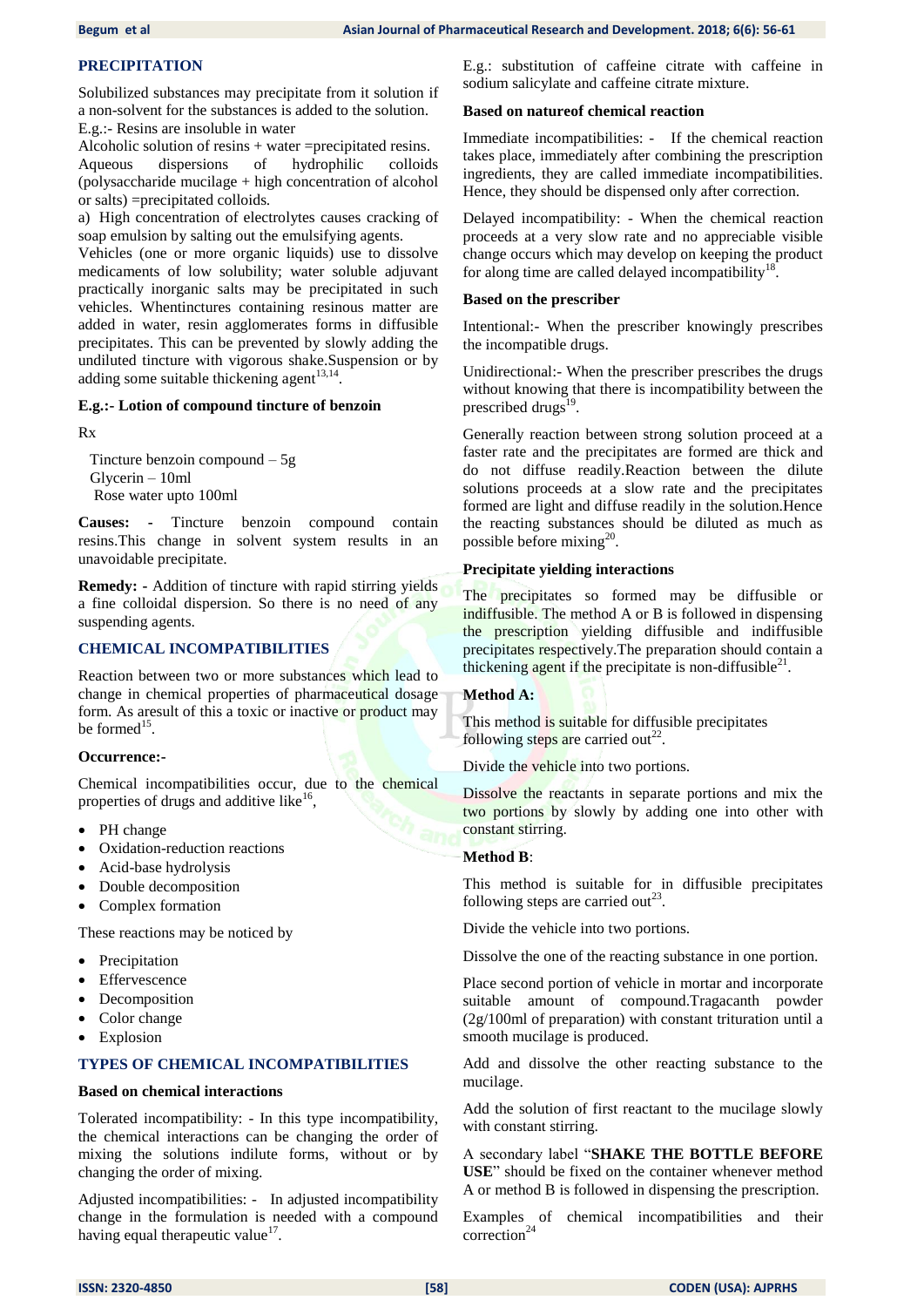## PRECIPITATION

Solubilized substances may precipitate from it solution if a non-solvent for the substances is added to the solution.

E.g.:- Resins are insoluble in water

Alcoholic solution of resins + water =precipitated resins.

Aqueous dispersions of hydrophilic colloids (polysaccharide mucilage + high concentration of alcohol or salts) =precipitated colloids.

a) High concentration of electrolytes causes cracking of soap emulsion by salting out the emulsifying agents.

Vehicles (one or more organic liquids) use to dissolve medicaments of low solubility; water soluble adjuvant practically inorganic salts may be precipitated in such vehicles. Whentinctures containing resinous matter are added in water, resin agglomerates forms in diffusible precipitates. This can be prevented by slowly adding the undiluted tincture with vigorous shake.Suspension or by adding some suitable thickening agent[13,14].

**E.g.:- Lotion of compound tincture of benzoin**

Rx

Tincture benzoin compound – 5g
Glycerin – 10ml
Rose water upto 100ml

**Causes: -** Tincture benzoin compound contain resins.This change in solvent system results in an unavoidable precipitate.

**Remedy: -** Addition of tincture with rapid stirring yields a fine colloidal dispersion. So there is no need of any suspending agents.

## CHEMICAL INCOMPATIBILITIES

Reaction between two or more substances which lead to change in chemical properties of pharmaceutical dosage form. As aresult of this a toxic or inactive or product may be formed[15].

### Occurrence:-

Chemical incompatibilities occur, due to the chemical properties of drugs and additive like[16],

- PH change
- Oxidation-reduction reactions
- Acid-base hydrolysis
- Double decomposition
- Complex formation

These reactions may be noticed by

- Precipitation
- Effervescence
- Decomposition
- Color change
- Explosion

## TYPES OF CHEMICAL INCOMPATIBILITIES

### Based on chemical interactions

Tolerated incompatibility: - In this type incompatibility, the chemical interactions can be changing the order of mixing the solutions indilute forms, without or by changing the order of mixing.

Adjusted incompatibilities: - In adjusted incompatibility change in the formulation is needed with a compound having equal therapeutic value[17].

E.g.: substitution of caffeine citrate with caffeine in sodium salicylate and caffeine citrate mixture.

### Based on natureof chemical reaction

Immediate incompatibilities: - If the chemical reaction takes place, immediately after combining the prescription ingredients, they are called immediate incompatibilities. Hence, they should be dispensed only after correction.

Delayed incompatibility: - When the chemical reaction proceeds at a very slow rate and no appreciable visible change occurs which may develop on keeping the product for along time are called delayed incompatibility[18].

### Based on the prescriber

Intentional:- When the prescriber knowingly prescribes the incompatible drugs.

Unidirectional:- When the prescriber prescribes the drugs without knowing that there is incompatibility between the prescribed drugs[19].

Generally reaction between strong solution proceed at a faster rate and the precipitates are formed are thick and do not diffuse readily.Reaction between the dilute solutions proceeds at a slow rate and the precipitates formed are light and diffuse readily in the solution.Hence the reacting substances should be diluted as much as possible before mixing[20].

### Precipitate yielding interactions

The precipitates so formed may be diffusible or indiffusible. The method A or B is followed in dispensing the prescription yielding diffusible and indiffusible precipitates respectively.The preparation should contain a thickening agent if the precipitate is non-diffusible[21].

### Method A:

This method is suitable for diffusible precipitates following steps are carried out[22].

Divide the vehicle into two portions.

Dissolve the reactants in separate portions and mix the two portions by slowly by adding one into other with constant stirring.

### Method B:

This method is suitable for in diffusible precipitates following steps are carried out[23].

Divide the vehicle into two portions.

Dissolve the one of the reacting substance in one portion.

Place second portion of vehicle in mortar and incorporate suitable amount of compound.Tragacanth powder (2g/100ml of preparation) with constant trituration until a smooth mucilage is produced.

Add and dissolve the other reacting substance to the mucilage.

Add the solution of first reactant to the mucilage slowly with constant stirring.

A secondary label "**SHAKE THE BOTTLE BEFORE USE**" should be fixed on the container whenever method A or method B is followed in dispensing the prescription.

Examples of chemical incompatibilities and their correction[24]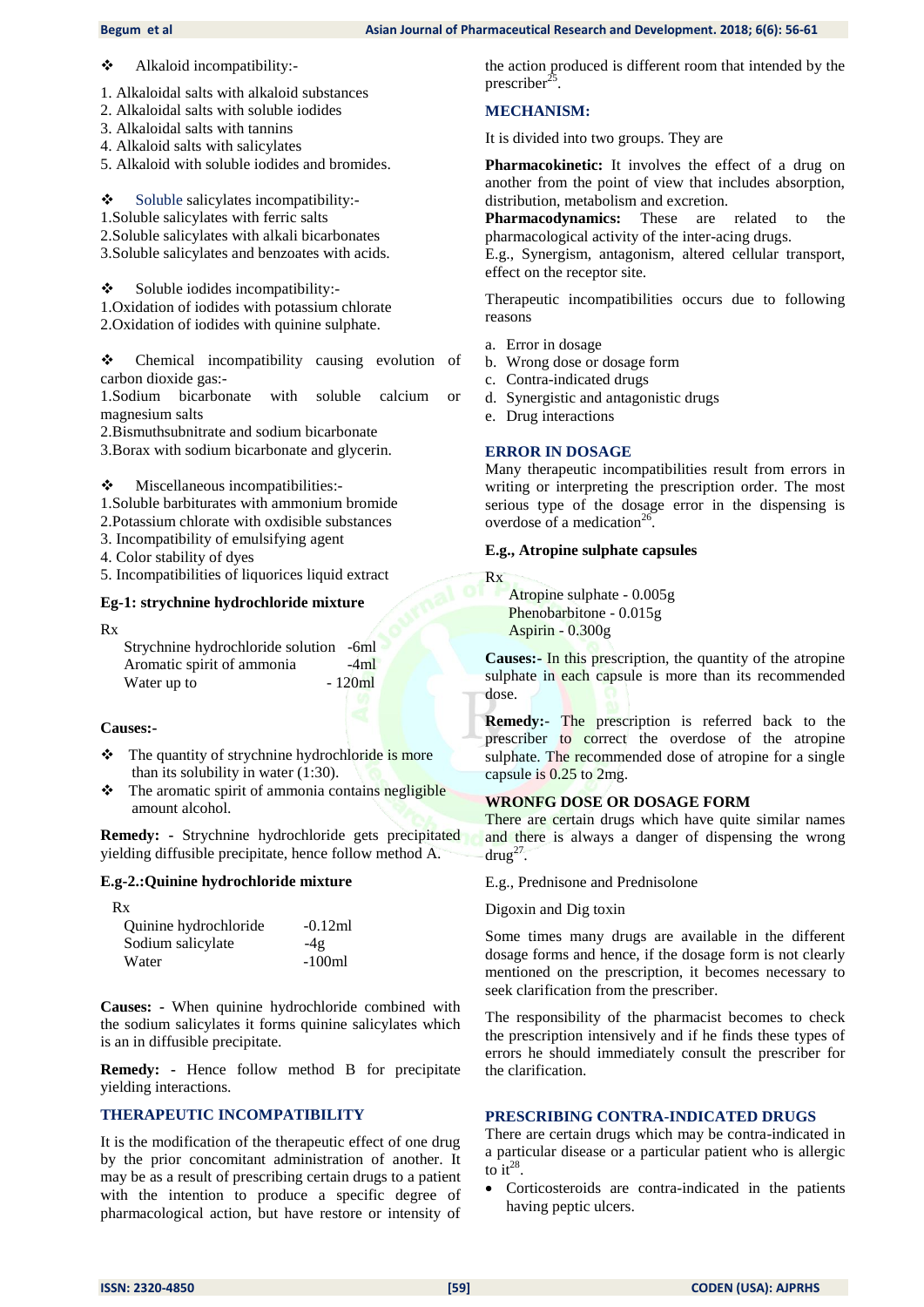❖ Alkaloid incompatibility:-

1. Alkaloidal salts with alkaloid substances
2. Alkaloidal salts with soluble iodides
3. Alkaloidal salts with tannins
4. Alkaloid salts with salicylates
5. Alkaloid with soluble iodides and bromides.

❖ Soluble salicylates incompatibility:-

1.Soluble salicylates with ferric salts
2.Soluble salicylates with alkali bicarbonates
3.Soluble salicylates and benzoates with acids.

❖ Soluble iodides incompatibility:-

1.Oxidation of iodides with potassium chlorate
2.Oxidation of iodides with quinine sulphate.

❖ Chemical incompatibility causing evolution of carbon dioxide gas:-

1.Sodium bicarbonate with soluble calcium or magnesium salts
2.Bismuthsubnitrate and sodium bicarbonate
3.Borax with sodium bicarbonate and glycerin.

❖ Miscellaneous incompatibilities:-

1.Soluble barbiturates with ammonium bromide
2.Potassium chlorate with oxdisible substances
3. Incompatibility of emulsifying agent
4. Color stability of dyes
5. Incompatibilities of liquorices liquid extract

**Eg-1: strychnine hydrochloride mixture**

Rx

| | |
|---|---|
| Strychnine hydrochloride solution | -6ml |
| Aromatic spirit of ammonia | -4ml |
| Water up to | - 120ml |

**Causes:-**

❖ The quantity of strychnine hydrochloride is more than its solubility in water (1:30).

❖ The aromatic spirit of ammonia contains negligible amount alcohol.

**Remedy:** - Strychnine hydrochloride gets precipitated yielding diffusible precipitate, hence follow method A.

**E.g-2.:Quinine hydrochloride mixture**

Rx

| | |
|---|---|
| Quinine hydrochloride | -0.12ml |
| Sodium salicylate | -4g |
| Water | -100ml |

**Causes:** - When quinine hydrochloride combined with the sodium salicylates it forms quinine salicylates which is an in diffusible precipitate.

**Remedy:** - Hence follow method B for precipitate yielding interactions.

## THERAPEUTIC INCOMPATIBILITY

It is the modification of the therapeutic effect of one drug by the prior concomitant administration of another. It may be as a result of prescribing certain drugs to a patient with the intention to produce a specific degree of pharmacological action, but have restore or intensity of the action produced is different room that intended by the prescriber[25].

## MECHANISM:

It is divided into two groups. They are

**Pharmacokinetic:** It involves the effect of a drug on another from the point of view that includes absorption, distribution, metabolism and excretion.

**Pharmacodynamics:** These are related to the pharmacological activity of the inter-acing drugs.

E.g., Synergism, antagonism, altered cellular transport, effect on the receptor site.

Therapeutic incompatibilities occurs due to following reasons

a. Error in dosage
b. Wrong dose or dosage form
c. Contra-indicated drugs
d. Synergistic and antagonistic drugs
e. Drug interactions

## ERROR IN DOSAGE

Many therapeutic incompatibilities result from errors in writing or interpreting the prescription order. The most serious type of the dosage error in the dispensing is overdose of a medication[26].

**E.g., Atropine sulphate capsules**

Rx

Atropine sulphate - 0.005g
Phenobarbitone - 0.015g
Aspirin - 0.300g

**Causes:-** In this prescription, the quantity of the atropine sulphate in each capsule is more than its recommended dose.

**Remedy:-** The prescription is referred back to the prescriber to correct the overdose of the atropine sulphate. The recommended dose of atropine for a single capsule is 0.25 to 2mg.

## WRONFG DOSE OR DOSAGE FORM

There are certain drugs which have quite similar names and there is always a danger of dispensing the wrong drug[27].

E.g., Prednisone and Prednisolone

Digoxin and Dig toxin

Some times many drugs are available in the different dosage forms and hence, if the dosage form is not clearly mentioned on the prescription, it becomes necessary to seek clarification from the prescriber.

The responsibility of the pharmacist becomes to check the prescription intensively and if he finds these types of errors he should immediately consult the prescriber for the clarification.

## PRESCRIBING CONTRA-INDICATED DRUGS

There are certain drugs which may be contra-indicated in a particular disease or a particular patient who is allergic to it[28].

- Corticosteroids are contra-indicated in the patients having peptic ulcers.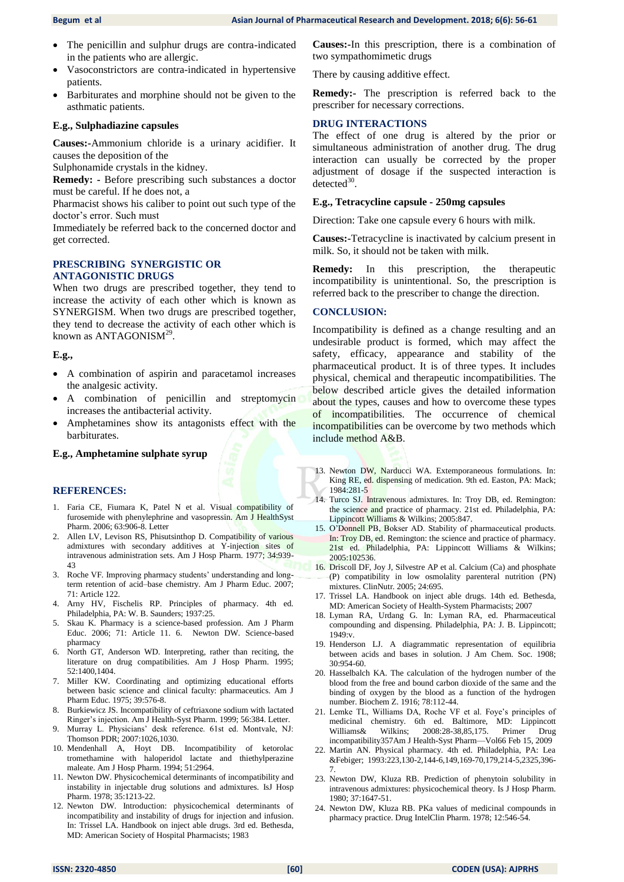- The penicillin and sulphur drugs are contra-indicated in the patients who are allergic.
- Vasoconstrictors are contra-indicated in hypertensive patients.
- Barbiturates and morphine should not be given to the asthmatic patients.

**E.g., Sulphadiazine capsules**

**Causes:-**Ammonium chloride is a urinary acidifier. It causes the deposition of the

Sulphonamide crystals in the kidney.

**Remedy: -** Before prescribing such substances a doctor must be careful. If he does not, a

Pharmacist shows his caliber to point out such type of the doctor's error. Such must

Immediately be referred back to the concerned doctor and get corrected.

## PRESCRIBING SYNERGISTIC OR ANTAGONISTIC DRUGS

When two drugs are prescribed together, they tend to increase the activity of each other which is known as SYNERGISM. When two drugs are prescribed together, they tend to decrease the activity of each other which is known as ANTAGONISM[29].

**E.g.,**

- A combination of aspirin and paracetamol increases the analgesic activity.
- A combination of penicillin and streptomycin increases the antibacterial activity.
- Amphetamines show its antagonists effect with the barbiturates.

**E.g., Amphetamine sulphate syrup**

**Causes:-**In this prescription, there is a combination of two sympathomimetic drugs

There by causing additive effect.

**Remedy:-** The prescription is referred back to the prescriber for necessary corrections.

## DRUG INTERACTIONS

The effect of one drug is altered by the prior or simultaneous administration of another drug. The drug interaction can usually be corrected by the proper adjustment of dosage if the suspected interaction is detected[30].

**E.g., Tetracycline capsule - 250mg capsules**

Direction: Take one capsule every 6 hours with milk.

**Causes:-**Tetracycline is inactivated by calcium present in milk. So, it should not be taken with milk.

**Remedy:** In this prescription, the therapeutic incompatibility is unintentional. So, the prescription is referred back to the prescriber to change the direction.

## CONCLUSION:

Incompatibility is defined as a change resulting and an undesirable product is formed, which may affect the safety, efficacy, appearance and stability of the pharmaceutical product. It is of three types. It includes physical, chemical and therapeutic incompatibilities. The below described article gives the detailed information about the types, causes and how to overcome these types of incompatibilities. The occurrence of chemical incompatibilities can be overcome by two methods which include method A&B.

## REFERENCES:

1. Faria CE, Fiumara K, Patel N et al. Visual compatibility of furosemide with phenylephrine and vasopressin. Am J HealthSyst Pharm. 2006; 63:906-8. Letter
2. Allen LV, Levison RS, Phisutsinthop D. Compatibility of various admixtures with secondary additives at Y-injection sites of intravenous administration sets. Am J Hosp Pharm. 1977; 34:939-43
3. Roche VF. Improving pharmacy students' understanding and long-term retention of acid–base chemistry. Am J Pharm Educ. 2007; 71: Article 122.
4. Arny HV, Fischelis RP. Principles of pharmacy. 4th ed. Philadelphia, PA: W. B. Saunders; 1937:25.
5. Skau K. Pharmacy is a science-based profession. Am J Pharm Educ. 2006; 71: Article 11. 6. Newton DW. Science-based pharmacy
6. North GT, Anderson WD. Interpreting, rather than reciting, the literature on drug compatibilities. Am J Hosp Pharm. 1995; 52:1400,1404.
7. Miller KW. Coordinating and optimizing educational efforts between basic science and clinical faculty: pharmaceutics. Am J Pharm Educ. 1975; 39:576-8.
8. Burkiewicz JS. Incompatibility of ceftriaxone sodium with lactated Ringer's injection. Am J Health-Syst Pharm. 1999; 56:384. Letter.
9. Murray L. Physicians' desk reference. 61st ed. Montvale, NJ: Thomson PDR; 2007:1026,1030.
10. Mendenhall A, Hoyt DB. Incompatibility of ketorolac tromethamine with haloperidol lactate and thiethylperazine maleate. Am J Hosp Pharm. 1994; 51:2964.
11. Newton DW. Physicochemical determinants of incompatibility and instability in injectable drug solutions and admixtures. IsJ Hosp Pharm. 1978; 35:1213-22.
12. Newton DW. Introduction: physicochemical determinants of incompatibility and instability of drugs for injection and infusion. In: Trissel LA. Handbook on inject able drugs. 3rd ed. Bethesda, MD: American Society of Hospital Pharmacists; 1983
13. Newton DW, Narducci WA. Extemporaneous formulations. In: King RE, ed. dispensing of medication. 9th ed. Easton, PA: Mack; 1984:281-5
14. Turco SJ. Intravenous admixtures. In: Troy DB, ed. Remington: the science and practice of pharmacy. 21st ed. Philadelphia, PA: Lippincott Williams & Wilkins; 2005:847.
15. O'Donnell PB, Bokser AD. Stability of pharmaceutical products. In: Troy DB, ed. Remington: the science and practice of pharmacy. 21st ed. Philadelphia, PA: Lippincott Williams & Wilkins; 2005:102536.
16. Driscoll DF, Joy J, Silvestre AP et al. Calcium (Ca) and phosphate (P) compatibility in low osmolality parenteral nutrition (PN) mixtures. ClinNutr. 2005; 24:695.
17. Trissel LA. Handbook on inject able drugs. 14th ed. Bethesda, MD: American Society of Health-System Pharmacists; 2007
18. Lyman RA, Urdang G. In: Lyman RA, ed. Pharmaceutical compounding and dispensing. Philadelphia, PA: J. B. Lippincott; 1949:v.
19. Henderson LJ. A diagrammatic representation of equilibria between acids and bases in solution. J Am Chem. Soc. 1908; 30:954-60.
20. Hasselbalch KA. The calculation of the hydrogen number of the blood from the free and bound carbon dioxide of the same and the binding of oxygen by the blood as a function of the hydrogen number. Biochem Z. 1916; 78:112-44.
21. Lemke TL, Williams DA, Roche VF et al. Foye's principles of medicinal chemistry. 6th ed. Baltimore, MD: Lippincott Williams& Wilkins; 2008:28-38,85,175. Primer Drug incompatibility357Am J Health-Syst Pharm—Vol66 Feb 15, 2009
22. Martin AN. Physical pharmacy. 4th ed. Philadelphia, PA: Lea &Febiger; 1993:223,130-2,144-6,149,169-70,179,214-5,2325,396-7.
23. Newton DW, Kluza RB. Prediction of phenytoin solubility in intravenous admixtures: physicochemical theory. Is J Hosp Pharm. 1980; 37:1647-51.
24. Newton DW, Kluza RB. PKa values of medicinal compounds in pharmacy practice. Drug IntelClin Pharm. 1978; 12:546-54.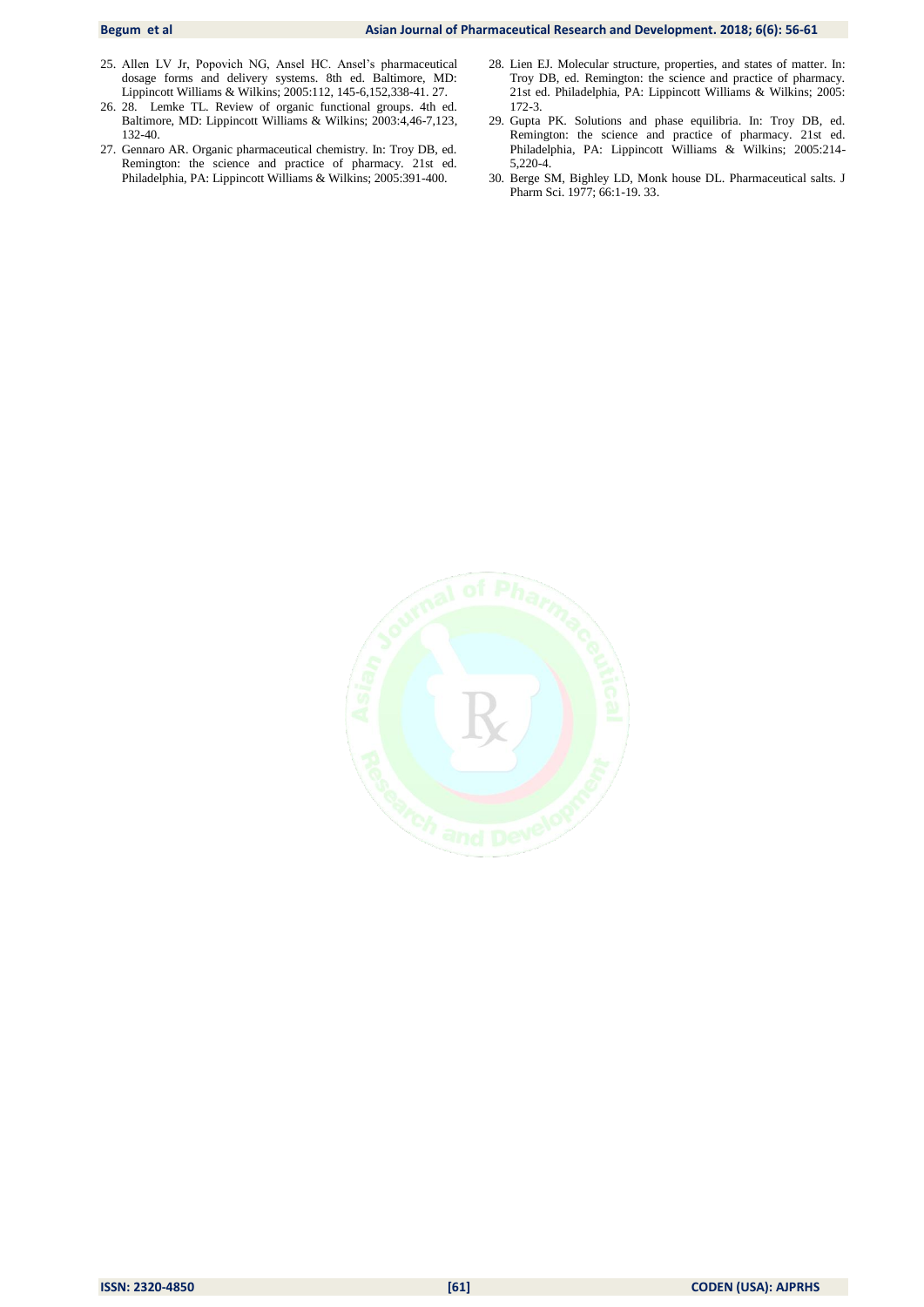25. Allen LV Jr, Popovich NG, Ansel HC. Ansel's pharmaceutical dosage forms and delivery systems. 8th ed. Baltimore, MD: Lippincott Williams & Wilkins; 2005:112, 145-6,152,338-41. 27.
26. 28. Lemke TL. Review of organic functional groups. 4th ed. Baltimore, MD: Lippincott Williams & Wilkins; 2003:4,46-7,123, 132-40.
27. Gennaro AR. Organic pharmaceutical chemistry. In: Troy DB, ed. Remington: the science and practice of pharmacy. 21st ed. Philadelphia, PA: Lippincott Williams & Wilkins; 2005:391-400.
28. Lien EJ. Molecular structure, properties, and states of matter. In: Troy DB, ed. Remington: the science and practice of pharmacy. 21st ed. Philadelphia, PA: Lippincott Williams & Wilkins; 2005: 172-3.
29. Gupta PK. Solutions and phase equilibria. In: Troy DB, ed. Remington: the science and practice of pharmacy. 21st ed. Philadelphia, PA: Lippincott Williams & Wilkins; 2005:214-5,220-4.
30. Berge SM, Bighley LD, Monk house DL. Pharmaceutical salts. J Pharm Sci. 1977; 66:1-19. 33.